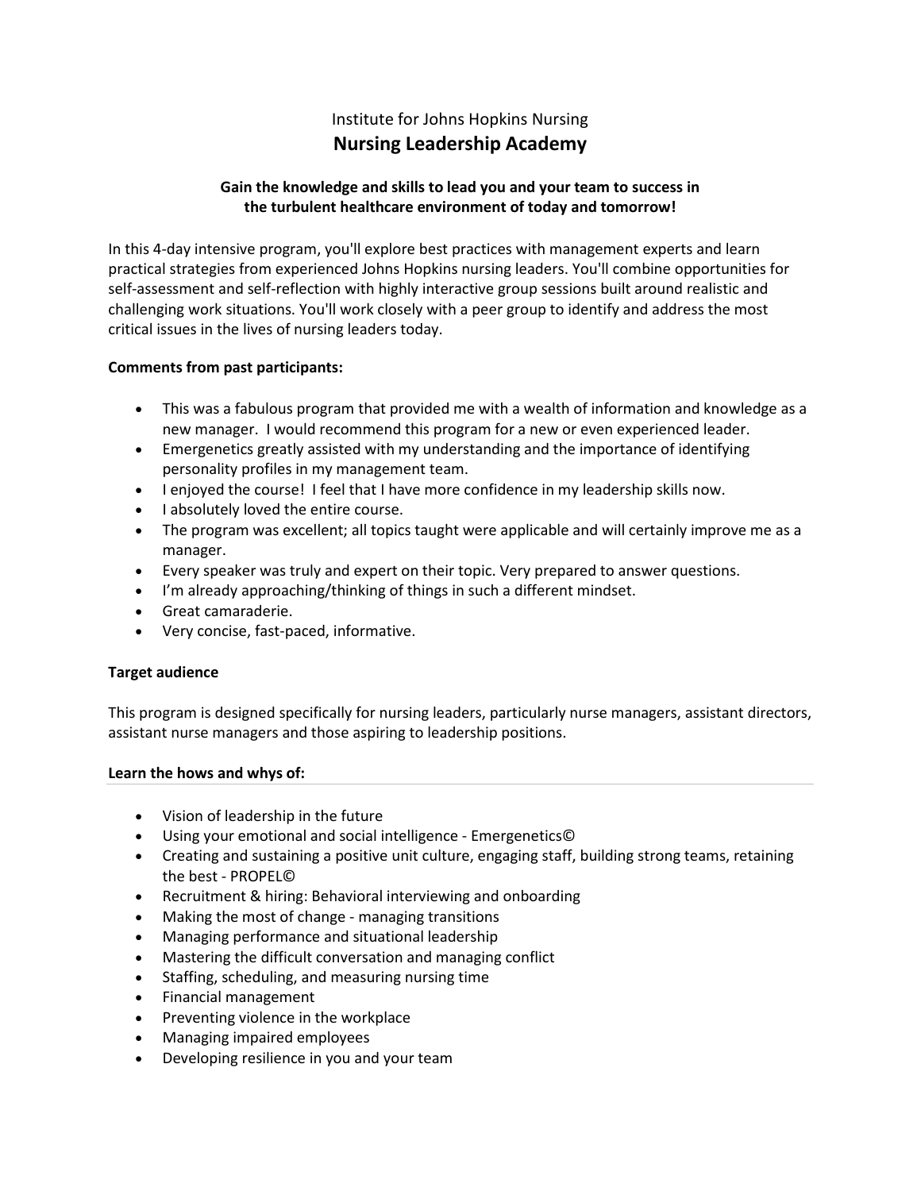Institute for Johns Hopkins Nursing

# Nursing Leadership Academy

**Gain the knowledge and skills to lead you and your team to success in the turbulent healthcare environment of today and tomorrow!**

In this 4-day intensive program, you'll explore best practices with management experts and learn practical strategies from experienced Johns Hopkins nursing leaders. You'll combine opportunities for self-assessment and self-reflection with highly interactive group sessions built around realistic and challenging work situations. You'll work closely with a peer group to identify and address the most critical issues in the lives of nursing leaders today.

**Comments from past participants:**

- This was a fabulous program that provided me with a wealth of information and knowledge as a new manager. I would recommend this program for a new or even experienced leader.
- Emergenetics greatly assisted with my understanding and the importance of identifying personality profiles in my management team.
- I enjoyed the course! I feel that I have more confidence in my leadership skills now.
- I absolutely loved the entire course.
- The program was excellent; all topics taught were applicable and will certainly improve me as a manager.
- Every speaker was truly and expert on their topic. Very prepared to answer questions.
- I'm already approaching/thinking of things in such a different mindset.
- Great camaraderie.
- Very concise, fast-paced, informative.

**Target audience**

This program is designed specifically for nursing leaders, particularly nurse managers, assistant directors, assistant nurse managers and those aspiring to leadership positions.

**Learn the hows and whys of:**

- Vision of leadership in the future
- Using your emotional and social intelligence - Emergenetics©
- Creating and sustaining a positive unit culture, engaging staff, building strong teams, retaining the best - PROPEL©
- Recruitment & hiring: Behavioral interviewing and onboarding
- Making the most of change - managing transitions
- Managing performance and situational leadership
- Mastering the difficult conversation and managing conflict
- Staffing, scheduling, and measuring nursing time
- Financial management
- Preventing violence in the workplace
- Managing impaired employees
- Developing resilience in you and your team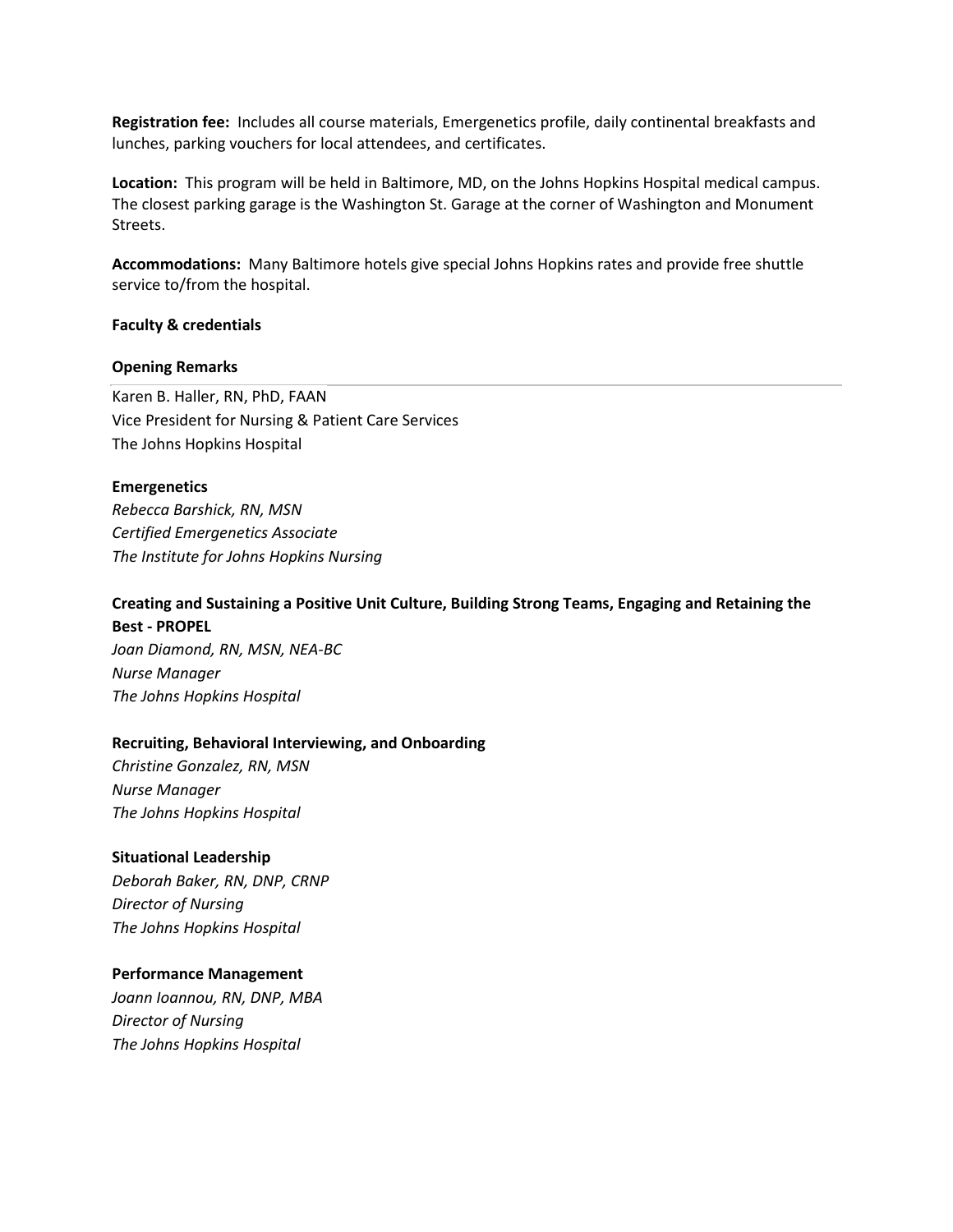**Registration fee:** Includes all course materials, Emergenetics profile, daily continental breakfasts and lunches, parking vouchers for local attendees, and certificates.

**Location:** This program will be held in Baltimore, MD, on the Johns Hopkins Hospital medical campus. The closest parking garage is the Washington St. Garage at the corner of Washington and Monument Streets.

**Accommodations:** Many Baltimore hotels give special Johns Hopkins rates and provide free shuttle service to/from the hospital.

**Faculty & credentials**

**Opening Remarks**

Karen B. Haller, RN, PhD, FAAN
Vice President for Nursing & Patient Care Services
The Johns Hopkins Hospital

**Emergenetics**

*Rebecca Barshick, RN, MSN*
*Certified Emergenetics Associate*
*The Institute for Johns Hopkins Nursing*

**Creating and Sustaining a Positive Unit Culture, Building Strong Teams, Engaging and Retaining the Best - PROPEL**

*Joan Diamond, RN, MSN, NEA-BC*
*Nurse Manager*
*The Johns Hopkins Hospital*

**Recruiting, Behavioral Interviewing, and Onboarding**

*Christine Gonzalez, RN, MSN*
*Nurse Manager*
*The Johns Hopkins Hospital*

**Situational Leadership**

*Deborah Baker, RN, DNP, CRNP*
*Director of Nursing*
*The Johns Hopkins Hospital*

**Performance Management**

*Joann Ioannou, RN, DNP, MBA*
*Director of Nursing*
*The Johns Hopkins Hospital*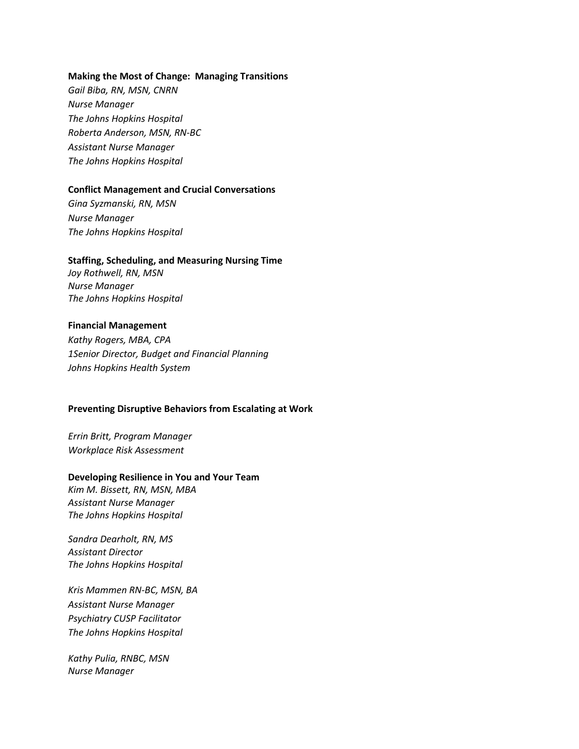**Making the Most of Change: Managing Transitions**
*Gail Biba, RN, MSN, CNRN*
*Nurse Manager*
*The Johns Hopkins Hospital*
*Roberta Anderson, MSN, RN-BC*
*Assistant Nurse Manager*
*The Johns Hopkins Hospital*

**Conflict Management and Crucial Conversations**
*Gina Syzmanski, RN, MSN*
*Nurse Manager*
*The Johns Hopkins Hospital*

**Staffing, Scheduling, and Measuring Nursing Time**
*Joy Rothwell, RN, MSN*
*Nurse Manager*
*The Johns Hopkins Hospital*

**Financial Management**
*Kathy Rogers, MBA, CPA*
*1Senior Director, Budget and Financial Planning*
*Johns Hopkins Health System*

**Preventing Disruptive Behaviors from Escalating at Work**

*Errin Britt, Program Manager*
*Workplace Risk Assessment*

**Developing Resilience in You and Your Team**
*Kim M. Bissett, RN, MSN, MBA*
*Assistant Nurse Manager*
*The Johns Hopkins Hospital*

*Sandra Dearholt, RN, MS*
*Assistant Director*
*The Johns Hopkins Hospital*

*Kris Mammen RN-BC, MSN, BA*
*Assistant Nurse Manager*
*Psychiatry CUSP Facilitator*
*The Johns Hopkins Hospital*

*Kathy Pulia, RNBC, MSN*
*Nurse Manager*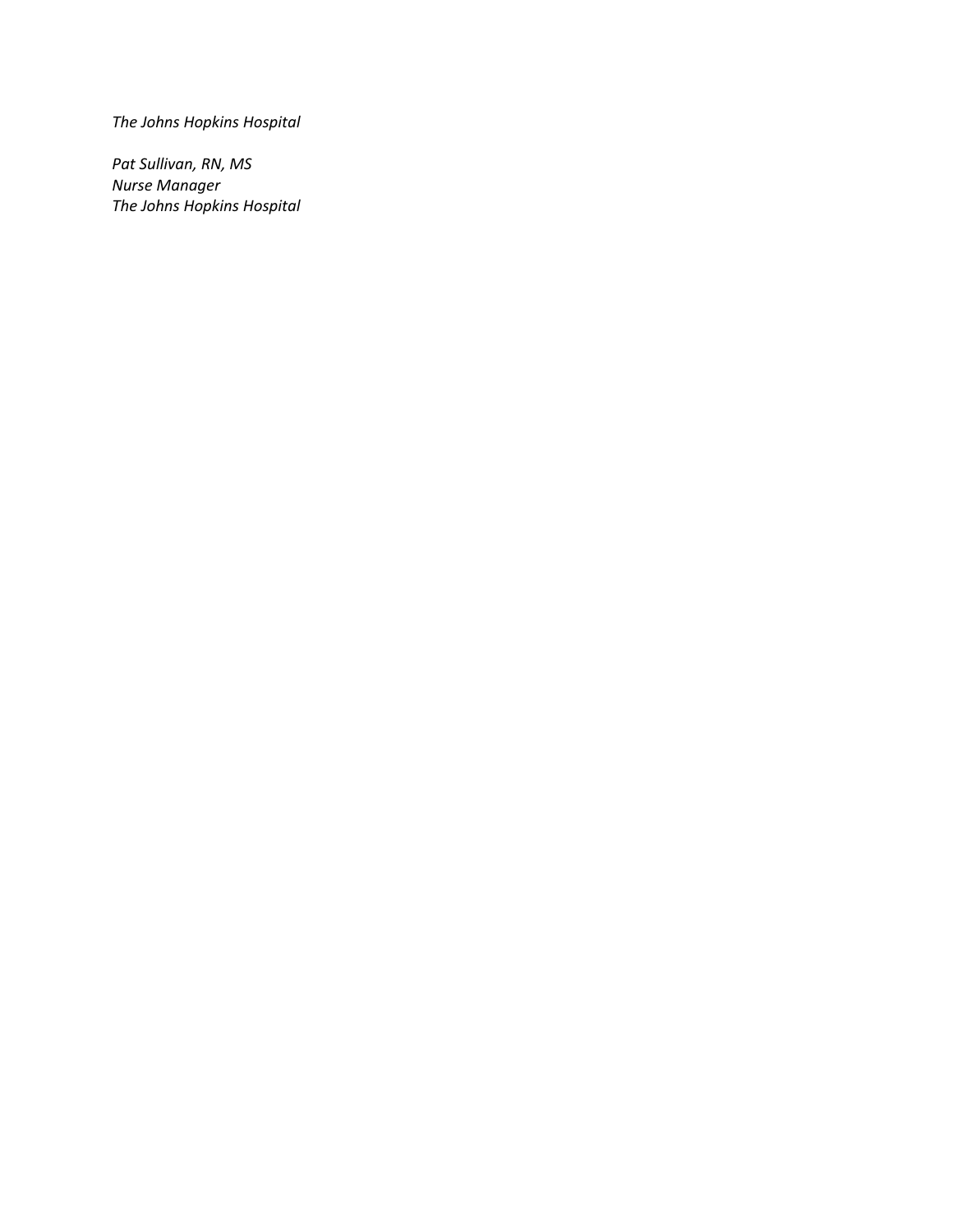*The Johns Hopkins Hospital*

*Pat Sullivan, RN, MS*
*Nurse Manager*
*The Johns Hopkins Hospital*